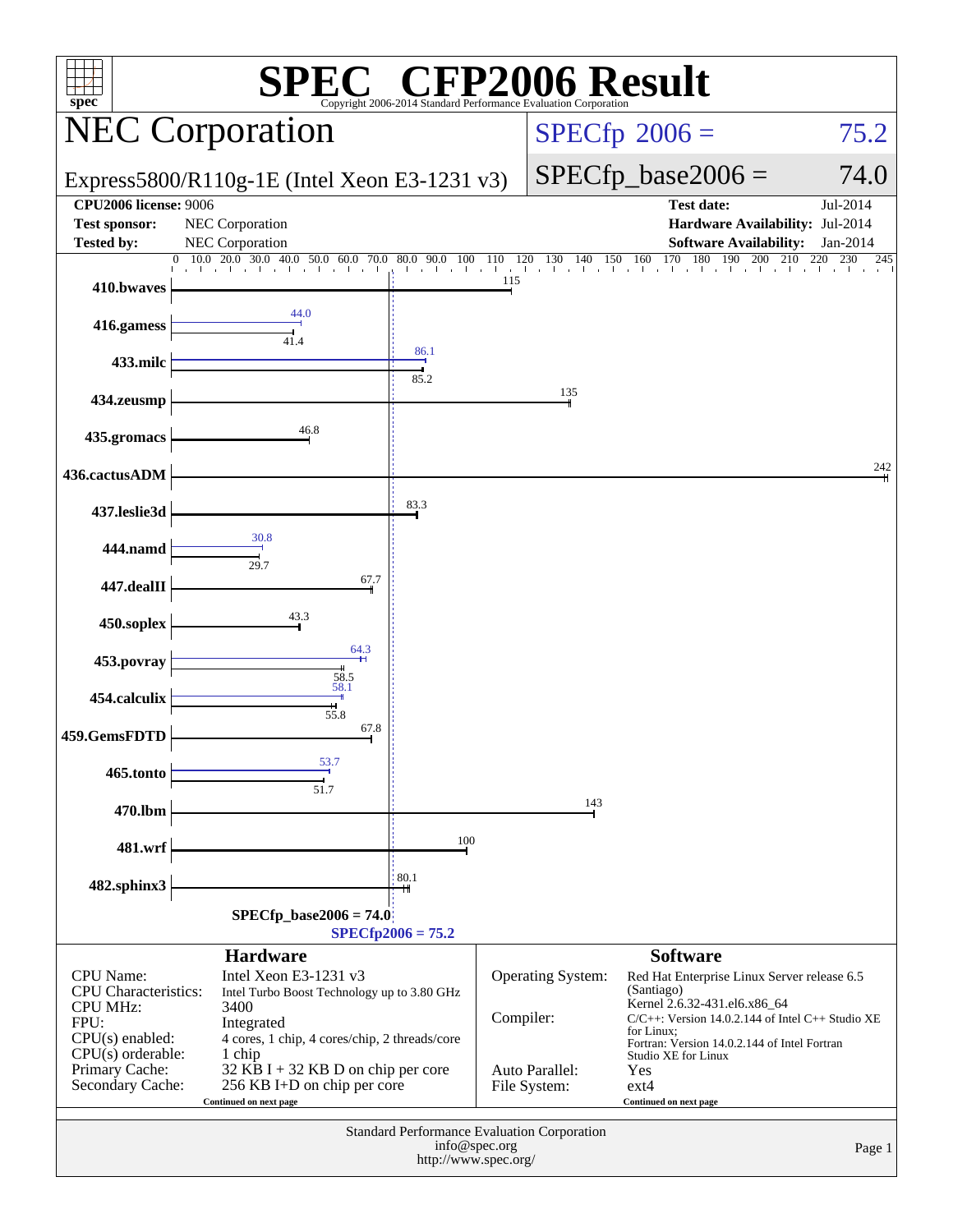# SPEC CFP2006 Result

Copyright 2006-2014 Standard Performance Evaluation Corporation

## NEC Corporation

Express5800/R110g-1E (Intel Xeon E3-1231 v3)

SPECfp 2006 = 75.2

SPECfp_base2006 = 74.0

| | | | |
|---|---|---|---|
| **CPU2006 license:** 9006 | | **Test date:** | Jul-2014 |
| **Test sponsor:** | NEC Corporation | **Hardware Availability:** | Jul-2014 |
| **Tested by:** | NEC Corporation | **Software Availability:** | Jan-2014 |

| Benchmark | Base | Peak |
|---|---|---|
| 410.bwaves | 115 | |
| 416.gamess | 41.4 | 44.0 |
| 433.milc | 85.2 | 86.1 |
| 434.zeusmp | 135 | |
| 435.gromacs | 46.8 | |
| 436.cactusADM | 242 | |
| 437.leslie3d | 83.3 | |
| 444.namd | 29.7 | 30.8 |
| 447.dealII | 67.7 | |
| 450.soplex | 43.3 | |
| 453.povray | 58.5 | 64.3 |
| 454.calculix | 55.8 | 58.1 |
| 459.GemsFDTD | 67.8 | |
| 465.tonto | 51.7 | 53.7 |
| 470.lbm | 143 | |
| 481.wrf | 100 | |
| 482.sphinx3 | 80.1 | |

SPECfp_base2006 = 74.0

SPECfp2006 = 75.2

### Hardware

| | |
|---|---|
| CPU Name: | Intel Xeon E3-1231 v3 |
| CPU Characteristics: | Intel Turbo Boost Technology up to 3.80 GHz |
| CPU MHz: | 3400 |
| FPU: | Integrated |
| CPU(s) enabled: | 4 cores, 1 chip, 4 cores/chip, 2 threads/core |
| CPU(s) orderable: | 1 chip |
| Primary Cache: | 32 KB I + 32 KB D on chip per core |
| Secondary Cache: | 256 KB I+D on chip per core |

Continued on next page

### Software

| | |
|---|---|
| Operating System: | Red Hat Enterprise Linux Server release 6.5 (Santiago) Kernel 2.6.32-431.el6.x86_64 |
| Compiler: | C/C++: Version 14.0.2.144 of Intel C++ Studio XE for Linux; Fortran: Version 14.0.2.144 of Intel Fortran Studio XE for Linux |
| Auto Parallel: | Yes |
| File System: | ext4 |

Continued on next page

Standard Performance Evaluation Corporation
info@spec.org
http://www.spec.org/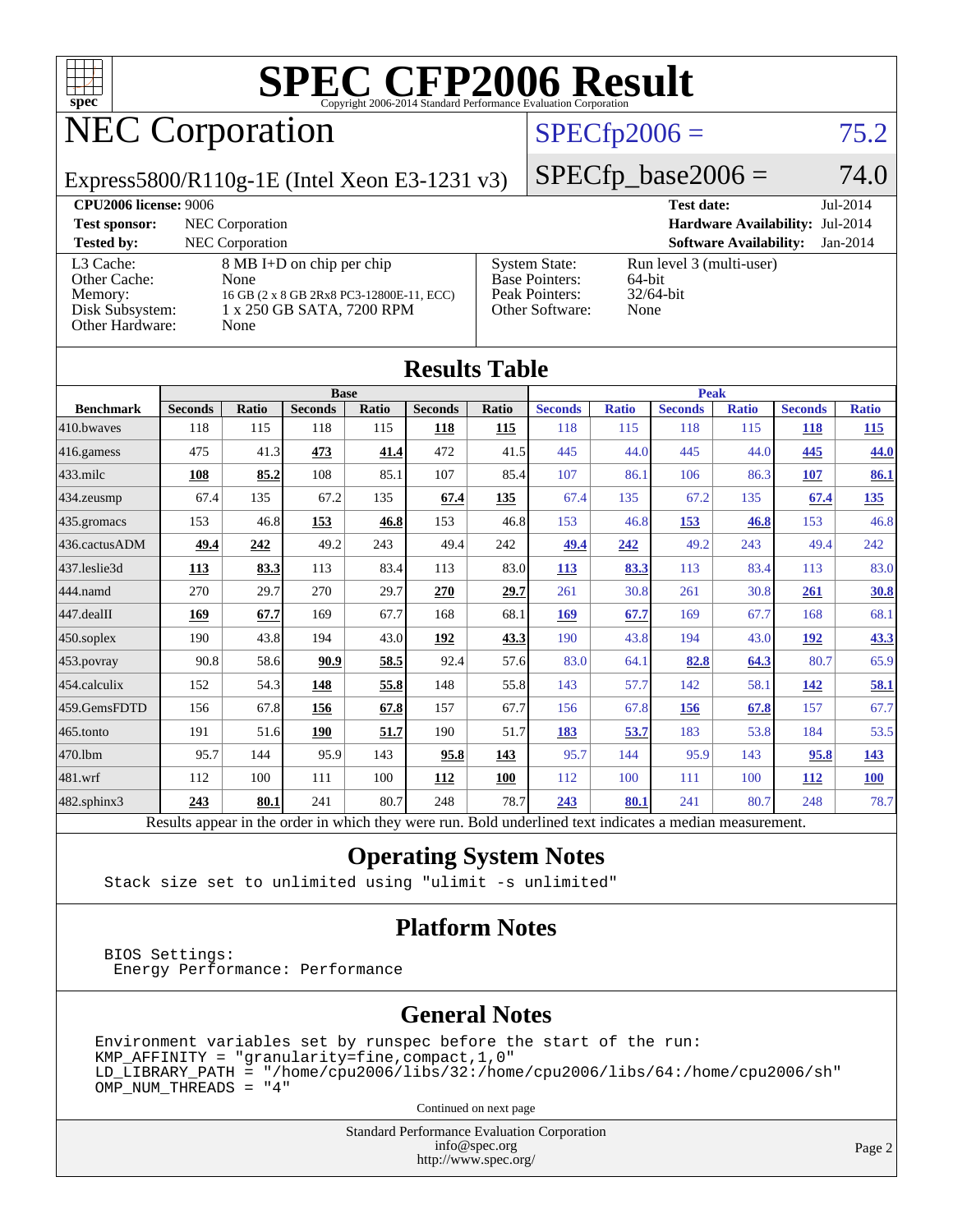# SPEC CFP2006 Result

Copyright 2006-2014 Standard Performance Evaluation Corporation

## NEC Corporation

Express5800/R110g-1E (Intel Xeon E3-1231 v3)

SPECfp2006 = 75.2

SPECfp_base2006 = 74.0

**CPU2006 license:** 9006

**Test sponsor:** NEC Corporation

**Tested by:** NEC Corporation

**Test date:** Jul-2014

**Hardware Availability:** Jul-2014

**Software Availability:** Jan-2014

| | |
|---|---|
| L3 Cache: | 8 MB I+D on chip per chip |
| Other Cache: | None |
| Memory: | 16 GB (2 x 8 GB 2Rx8 PC3-12800E-11, ECC) |
| Disk Subsystem: | 1 x 250 GB SATA, 7200 RPM |
| Other Hardware: | None |

| | |
|---|---|
| System State: | Run level 3 (multi-user) |
| Base Pointers: | 64-bit |
| Peak Pointers: | 32/64-bit |
| Other Software: | None |

## Results Table

| | Base | | | | | | Peak | | | | | |
|---|---|---|---|---|---|---|---|---|---|---|---|---|
| **Benchmark** | **Seconds** | **Ratio** | **Seconds** | **Ratio** | **Seconds** | **Ratio** | **Seconds** | **Ratio** | **Seconds** | **Ratio** | **Seconds** | **Ratio** |
| 410.bwaves | 118 | 115 | 118 | 115 | **118** | **115** | 118 | 115 | 118 | 115 | **118** | **115** |
| 416.gamess | 475 | 41.3 | **473** | **41.4** | 472 | 41.5 | 445 | 44.0 | 445 | 44.0 | **445** | **44.0** |
| 433.milc | **108** | **85.2** | 108 | 85.1 | 107 | 85.4 | 107 | 86.1 | 106 | 86.3 | **107** | **86.1** |
| 434.zeusmp | 67.4 | 135 | 67.2 | 135 | **67.4** | **135** | 67.4 | 135 | 67.2 | 135 | **67.4** | **135** |
| 435.gromacs | 153 | 46.8 | **153** | **46.8** | 153 | 46.8 | 153 | 46.8 | **153** | **46.8** | 153 | 46.8 |
| 436.cactusADM | **49.4** | **242** | 49.2 | 243 | 49.4 | 242 | **49.4** | **242** | 49.2 | 243 | 49.4 | 242 |
| 437.leslie3d | **113** | **83.3** | 113 | 83.4 | 113 | 83.0 | **113** | **83.3** | 113 | 83.4 | 113 | 83.0 |
| 444.namd | 270 | 29.7 | 270 | 29.7 | **270** | **29.7** | 261 | 30.8 | 261 | 30.8 | **261** | **30.8** |
| 447.dealII | **169** | **67.7** | 169 | 67.7 | 168 | 68.1 | **169** | **67.7** | 169 | 67.7 | 168 | 68.1 |
| 450.soplex | 190 | 43.8 | 194 | 43.0 | **192** | **43.3** | 190 | 43.8 | 194 | 43.0 | **192** | **43.3** |
| 453.povray | 90.8 | 58.6 | **90.9** | **58.5** | 92.4 | 57.6 | 83.0 | 64.1 | **82.8** | **64.3** | 80.7 | 65.9 |
| 454.calculix | 152 | 54.3 | **148** | **55.8** | 148 | 55.8 | 143 | 57.7 | 142 | 58.1 | **142** | **58.1** |
| 459.GemsFDTD | 156 | 67.8 | **156** | **67.8** | 157 | 67.7 | 156 | 67.8 | **156** | **67.8** | 157 | 67.7 |
| 465.tonto | 191 | 51.6 | **190** | **51.7** | 190 | 51.7 | **183** | **53.7** | 183 | 53.8 | 184 | 53.5 |
| 470.lbm | 95.7 | 144 | 95.9 | 143 | **95.8** | **143** | 95.7 | 144 | 95.9 | 143 | **95.8** | **143** |
| 481.wrf | 112 | 100 | 111 | 100 | **112** | **100** | 112 | 100 | 111 | 100 | **112** | **100** |
| 482.sphinx3 | **243** | **80.1** | 241 | 80.7 | 248 | 78.7 | **243** | **80.1** | 241 | 80.7 | 248 | 78.7 |

Results appear in the order in which they were run. Bold underlined text indicates a median measurement.

## Operating System Notes

```
Stack size set to unlimited using "ulimit -s unlimited"
```

## Platform Notes

```
BIOS Settings:
 Energy Performance: Performance
```

## General Notes

```
Environment variables set by runspec before the start of the run:
KMP_AFFINITY = "granularity=fine,compact,1,0"
LD_LIBRARY_PATH = "/home/cpu2006/libs/32:/home/cpu2006/libs/64:/home/cpu2006/sh"
OMP_NUM_THREADS = "4"
```

Continued on next page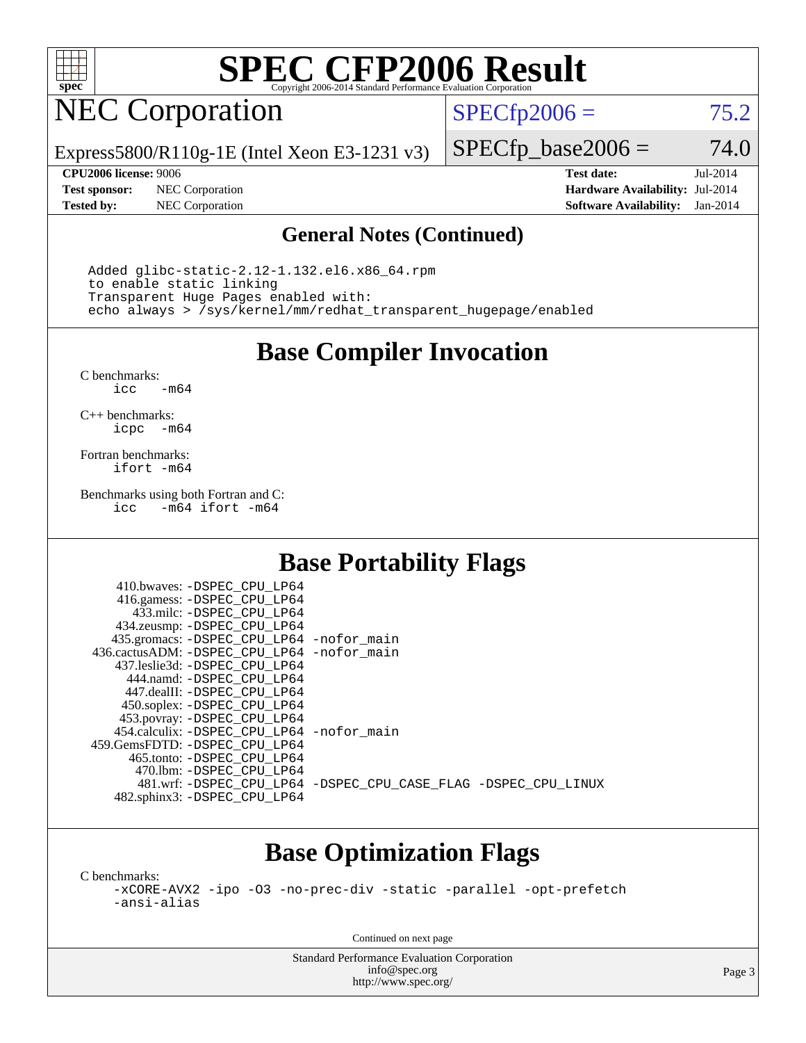# SPEC CFP2006 Result

Copyright 2006-2014 Standard Performance Evaluation Corporation

## NEC Corporation

Express5800/R110g-1E (Intel Xeon E3-1231 v3)

SPECfp2006 = 75.2

SPECfp_base2006 = 74.0

| | | | |
|---|---|---|---|
| **CPU2006 license:** 9006 | | **Test date:** | Jul-2014 |
| **Test sponsor:** | NEC Corporation | **Hardware Availability:** | Jul-2014 |
| **Tested by:** | NEC Corporation | **Software Availability:** | Jan-2014 |

### General Notes (Continued)

```
Added glibc-static-2.12-1.132.el6.x86_64.rpm
to enable static linking
Transparent Huge Pages enabled with:
echo always > /sys/kernel/mm/redhat_transparent_hugepage/enabled
```

## Base Compiler Invocation

C benchmarks:
```
icc   -m64
```

C++ benchmarks:
```
icpc  -m64
```

Fortran benchmarks:
```
ifort -m64
```

Benchmarks using both Fortran and C:
```
icc   -m64 ifort -m64
```

## Base Portability Flags

```
     410.bwaves: -DSPEC_CPU_LP64
     416.gamess: -DSPEC_CPU_LP64
       433.milc: -DSPEC_CPU_LP64
     434.zeusmp: -DSPEC_CPU_LP64
    435.gromacs: -DSPEC_CPU_LP64 -nofor_main
 436.cactusADM: -DSPEC_CPU_LP64 -nofor_main
    437.leslie3d: -DSPEC_CPU_LP64
      444.namd: -DSPEC_CPU_LP64
     447.dealII: -DSPEC_CPU_LP64
     450.soplex: -DSPEC_CPU_LP64
     453.povray: -DSPEC_CPU_LP64
   454.calculix: -DSPEC_CPU_LP64 -nofor_main
 459.GemsFDTD: -DSPEC_CPU_LP64
      465.tonto: -DSPEC_CPU_LP64
       470.lbm: -DSPEC_CPU_LP64
       481.wrf: -DSPEC_CPU_LP64 -DSPEC_CPU_CASE_FLAG -DSPEC_CPU_LINUX
   482.sphinx3: -DSPEC_CPU_LP64
```

## Base Optimization Flags

C benchmarks:
```
-xCORE-AVX2 -ipo -O3 -no-prec-div -static -parallel -opt-prefetch
-ansi-alias
```

Continued on next page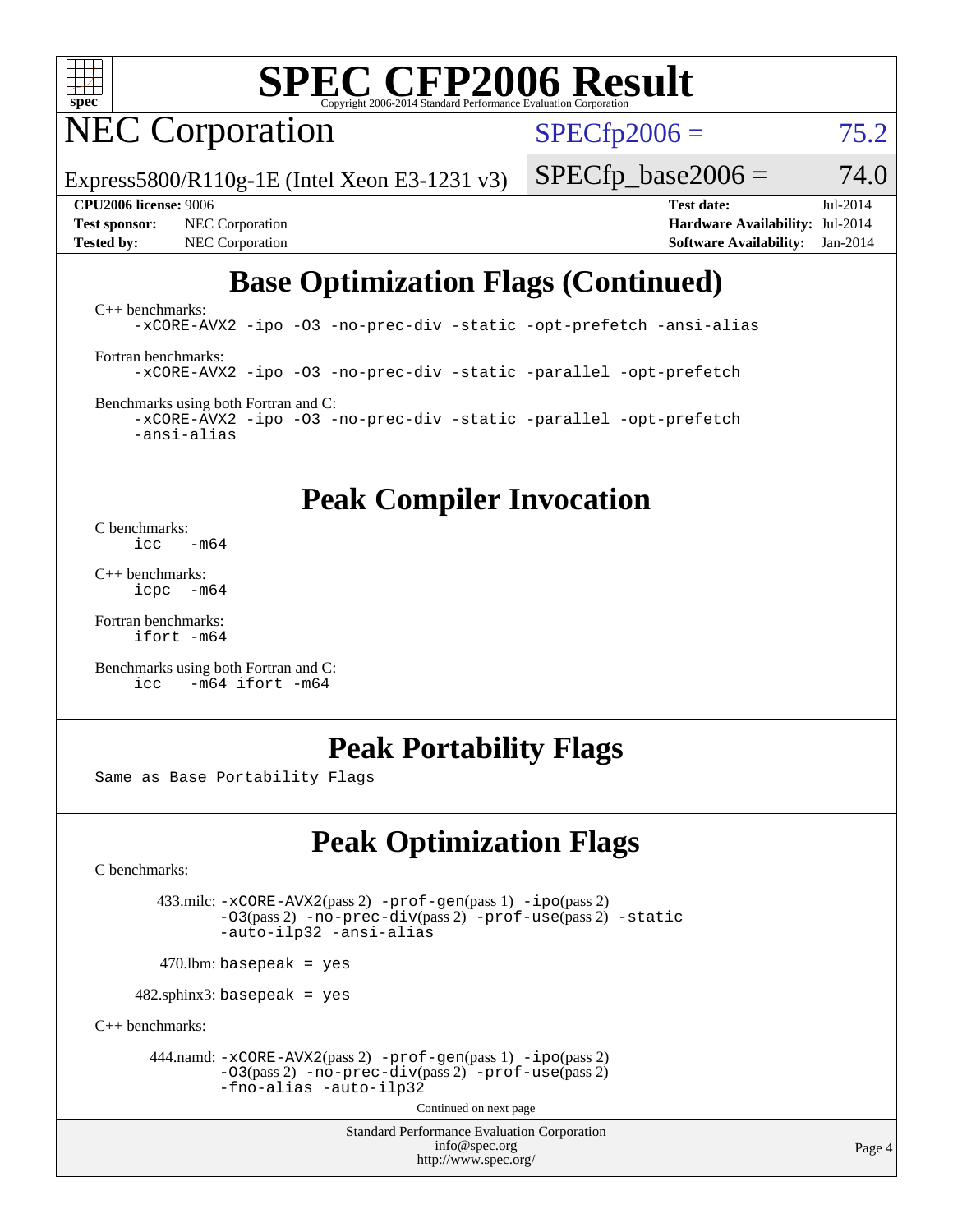# SPEC CFP2006 Result

NEC Corporation

Express5800/R110g-1E (Intel Xeon E3-1231 v3)

SPECfp2006 = 75.2

SPECfp_base2006 = 74.0

**CPU2006 license:** 9006
**Test sponsor:** NEC Corporation
**Tested by:** NEC Corporation

**Test date:** Jul-2014
**Hardware Availability:** Jul-2014
**Software Availability:** Jan-2014

## Base Optimization Flags (Continued)

C++ benchmarks:
```
-xCORE-AVX2 -ipo -O3 -no-prec-div -static -opt-prefetch -ansi-alias
```

Fortran benchmarks:
```
-xCORE-AVX2 -ipo -O3 -no-prec-div -static -parallel -opt-prefetch
```

Benchmarks using both Fortran and C:
```
-xCORE-AVX2 -ipo -O3 -no-prec-div -static -parallel -opt-prefetch
-ansi-alias
```

## Peak Compiler Invocation

C benchmarks:
```
icc   -m64
```

C++ benchmarks:
```
icpc  -m64
```

Fortran benchmarks:
```
ifort -m64
```

Benchmarks using both Fortran and C:
```
icc   -m64 ifort -m64
```

## Peak Portability Flags

Same as Base Portability Flags

## Peak Optimization Flags

C benchmarks:

433.milc: -xCORE-AVX2(pass 2) -prof-gen(pass 1) -ipo(pass 2) -O3(pass 2) -no-prec-div(pass 2) -prof-use(pass 2) -static -auto-ilp32 -ansi-alias

470.lbm: basepeak = yes

482.sphinx3: basepeak = yes

C++ benchmarks:

444.namd: -xCORE-AVX2(pass 2) -prof-gen(pass 1) -ipo(pass 2) -O3(pass 2) -no-prec-div(pass 2) -prof-use(pass 2) -fno-alias -auto-ilp32

Continued on next page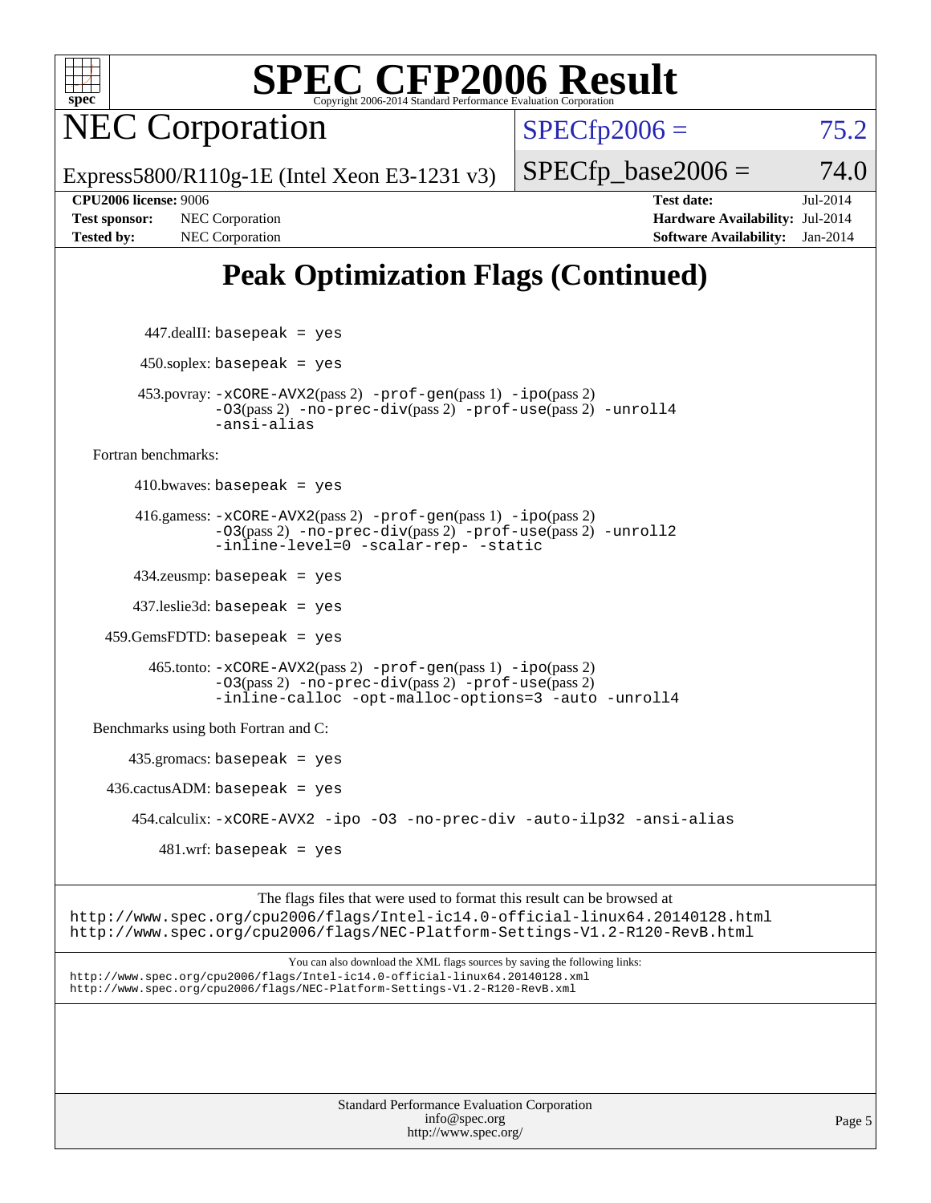# Peak Optimization Flags (Continued)

447.dealII: basepeak = yes

450.soplex: basepeak = yes

453.povray: -xCORE-AVX2(pass 2) -prof-gen(pass 1) -ipo(pass 2) -O3(pass 2) -no-prec-div(pass 2) -prof-use(pass 2) -unroll4 -ansi-alias

Fortran benchmarks:

410.bwaves: basepeak = yes

416.gamess: -xCORE-AVX2(pass 2) -prof-gen(pass 1) -ipo(pass 2) -O3(pass 2) -no-prec-div(pass 2) -prof-use(pass 2) -unroll2 -inline-level=0 -scalar-rep- -static

434.zeusmp: basepeak = yes

437.leslie3d: basepeak = yes

459.GemsFDTD: basepeak = yes

465.tonto: -xCORE-AVX2(pass 2) -prof-gen(pass 1) -ipo(pass 2) -O3(pass 2) -no-prec-div(pass 2) -prof-use(pass 2) -inline-calloc -opt-malloc-options=3 -auto -unroll4

Benchmarks using both Fortran and C:

435.gromacs: basepeak = yes

436.cactusADM: basepeak = yes

454.calculix: -xCORE-AVX2 -ipo -O3 -no-prec-div -auto-ilp32 -ansi-alias

481.wrf: basepeak = yes

The flags files that were used to format this result can be browsed at
http://www.spec.org/cpu2006/flags/Intel-ic14.0-official-linux64.20140128.html
http://www.spec.org/cpu2006/flags/NEC-Platform-Settings-V1.2-R120-RevB.html

You can also download the XML flags sources by saving the following links:
http://www.spec.org/cpu2006/flags/Intel-ic14.0-official-linux64.20140128.xml
http://www.spec.org/cpu2006/flags/NEC-Platform-Settings-V1.2-R120-RevB.xml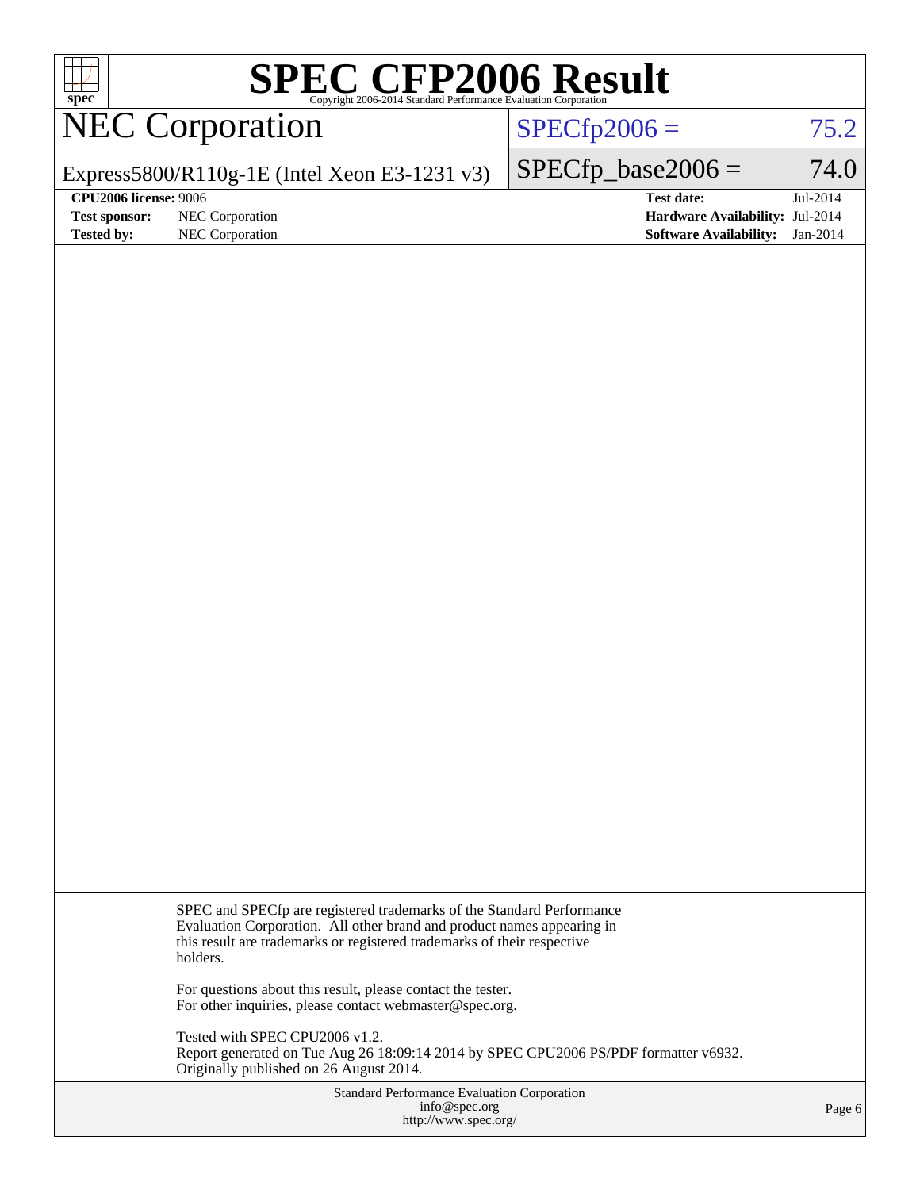# SPEC CFP2006 Result

Copyright 2006-2014 Standard Performance Evaluation Corporation

## NEC Corporation

Express5800/R110g-1E (Intel Xeon E3-1231 v3)

SPECfp2006 = 75.2

SPECfp_base2006 = 74.0

**CPU2006 license:** 9006
**Test sponsor:** NEC Corporation
**Tested by:** NEC Corporation

**Test date:** Jul-2014
**Hardware Availability:** Jul-2014
**Software Availability:** Jan-2014

SPEC and SPECfp are registered trademarks of the Standard Performance Evaluation Corporation. All other brand and product names appearing in this result are trademarks or registered trademarks of their respective holders.

For questions about this result, please contact the tester.
For other inquiries, please contact webmaster@spec.org.

Tested with SPEC CPU2006 v1.2.
Report generated on Tue Aug 26 18:09:14 2014 by SPEC CPU2006 PS/PDF formatter v6932.
Originally published on 26 August 2014.

Standard Performance Evaluation Corporation
info@spec.org
http://www.spec.org/